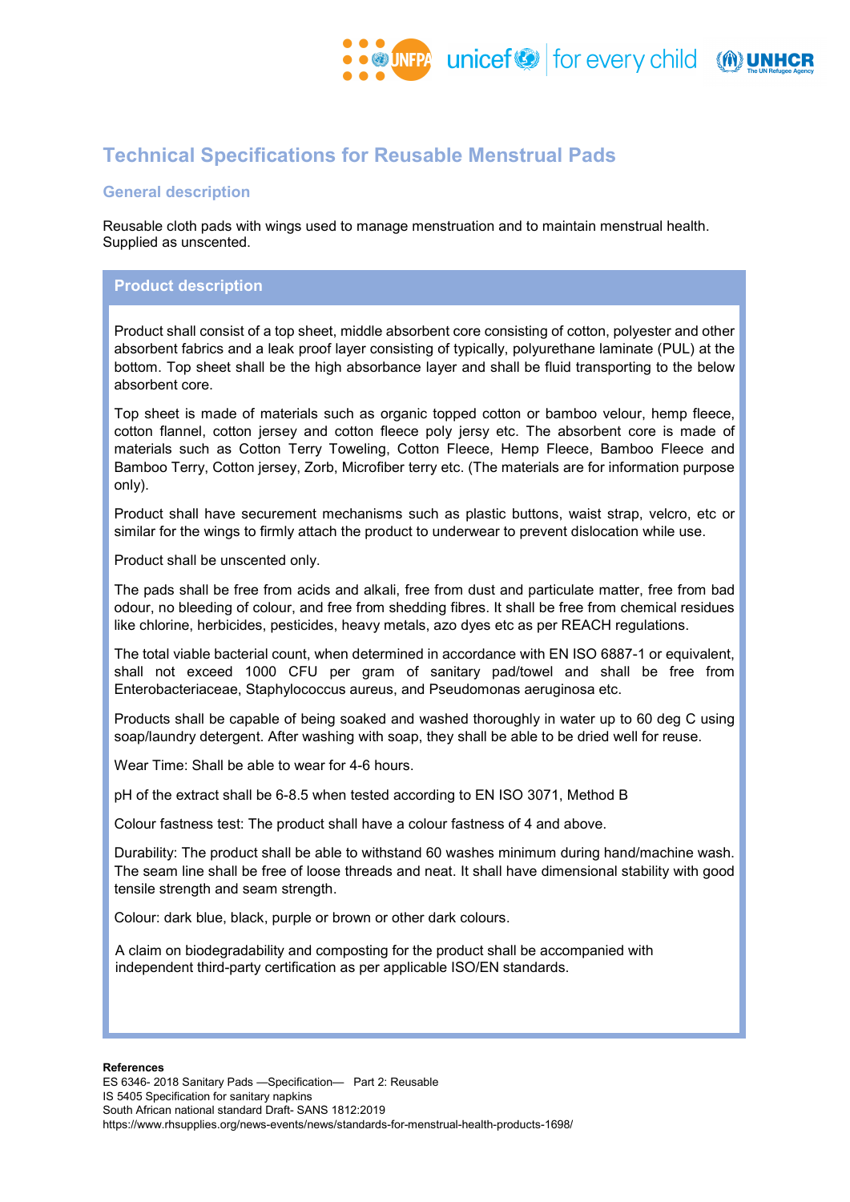# Technical Specifications for Reusable Menstrual Pads

## General description

Reusable cloth pads with wings used to manage menstruation and to maintain menstrual health. Supplied as unscented.

## Product description

Product shall consist of a top sheet, middle absorbent core consisting of cotton, polyester and other absorbent fabrics and a leak proof layer consisting of typically, polyurethane laminate (PUL) at the bottom. Top sheet shall be the high absorbance layer and shall be fluid transporting to the below absorbent core.

Top sheet is made of materials such as organic topped cotton or bamboo velour, hemp fleece, cotton flannel, cotton jersey and cotton fleece poly jersy etc. The absorbent core is made of materials such as Cotton Terry Toweling, Cotton Fleece, Hemp Fleece, Bamboo Fleece and Bamboo Terry, Cotton jersey, Zorb, Microfiber terry etc. (The materials are for information purpose only).

Product shall have securement mechanisms such as plastic buttons, waist strap, velcro, etc or similar for the wings to firmly attach the product to underwear to prevent dislocation while use.

Product shall be unscented only.

The pads shall be free from acids and alkali, free from dust and particulate matter, free from bad odour, no bleeding of colour, and free from shedding fibres. It shall be free from chemical residues like chlorine, herbicides, pesticides, heavy metals, azo dyes etc as per REACH regulations.

The total viable bacterial count, when determined in accordance with EN ISO 6887-1 or equivalent, shall not exceed 1000 CFU per gram of sanitary pad/towel and shall be free from Enterobacteriaceae, Staphylococcus aureus, and Pseudomonas aeruginosa etc.

Products shall be capable of being soaked and washed thoroughly in water up to 60 deg C using soap/laundry detergent. After washing with soap, they shall be able to be dried well for reuse.

Wear Time: Shall be able to wear for 4-6 hours.

pH of the extract shall be 6-8.5 when tested according to EN ISO 3071, Method B

Colour fastness test: The product shall have a colour fastness of 4 and above.

Durability: The product shall be able to withstand 60 washes minimum during hand/machine wash. The seam line shall be free of loose threads and neat. It shall have dimensional stability with good tensile strength and seam strength.

Colour: dark blue, black, purple or brown or other dark colours.

A claim on biodegradability and composting for the product shall be accompanied with independent third-party certification as per applicable ISO/EN standards.

**References**

ES 6346- 2018 Sanitary Pads —Specification— Part 2: Reusable
IS 5405 Specification for sanitary napkins
South African national standard Draft- SANS 1812:2019
https://www.rhsupplies.org/news-events/news/standards-for-menstrual-health-products-1698/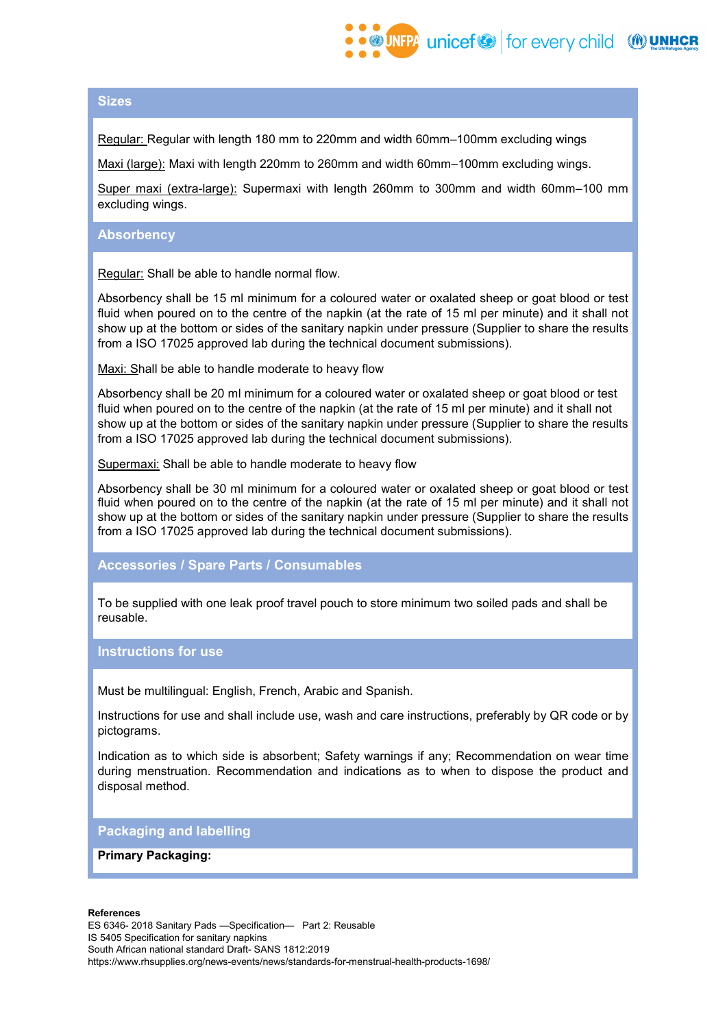## Sizes

Regular: Regular with length 180 mm to 220mm and width 60mm–100mm excluding wings

Maxi (large): Maxi with length 220mm to 260mm and width 60mm–100mm excluding wings.

Super maxi (extra-large): Supermaxi with length 260mm to 300mm and width 60mm–100 mm excluding wings.

## Absorbency

Regular: Shall be able to handle normal flow.

Absorbency shall be 15 ml minimum for a coloured water or oxalated sheep or goat blood or test fluid when poured on to the centre of the napkin (at the rate of 15 ml per minute) and it shall not show up at the bottom or sides of the sanitary napkin under pressure (Supplier to share the results from a ISO 17025 approved lab during the technical document submissions).

Maxi: Shall be able to handle moderate to heavy flow

Absorbency shall be 20 ml minimum for a coloured water or oxalated sheep or goat blood or test fluid when poured on to the centre of the napkin (at the rate of 15 ml per minute) and it shall not show up at the bottom or sides of the sanitary napkin under pressure (Supplier to share the results from a ISO 17025 approved lab during the technical document submissions).

Supermaxi: Shall be able to handle moderate to heavy flow

Absorbency shall be 30 ml minimum for a coloured water or oxalated sheep or goat blood or test fluid when poured on to the centre of the napkin (at the rate of 15 ml per minute) and it shall not show up at the bottom or sides of the sanitary napkin under pressure (Supplier to share the results from a ISO 17025 approved lab during the technical document submissions).

## Accessories / Spare Parts / Consumables

To be supplied with one leak proof travel pouch to store minimum two soiled pads and shall be reusable.

## Instructions for use

Must be multilingual: English, French, Arabic and Spanish.

Instructions for use and shall include use, wash and care instructions, preferably by QR code or by pictograms.

Indication as to which side is absorbent; Safety warnings if any; Recommendation on wear time during menstruation. Recommendation and indications as to when to dispose the product and disposal method.

## Packaging and labelling

**Primary Packaging:**

**References**

ES 6346- 2018 Sanitary Pads —Specification— Part 2: Reusable
IS 5405 Specification for sanitary napkins
South African national standard Draft- SANS 1812:2019
https://www.rhsupplies.org/news-events/news/standards-for-menstrual-health-products-1698/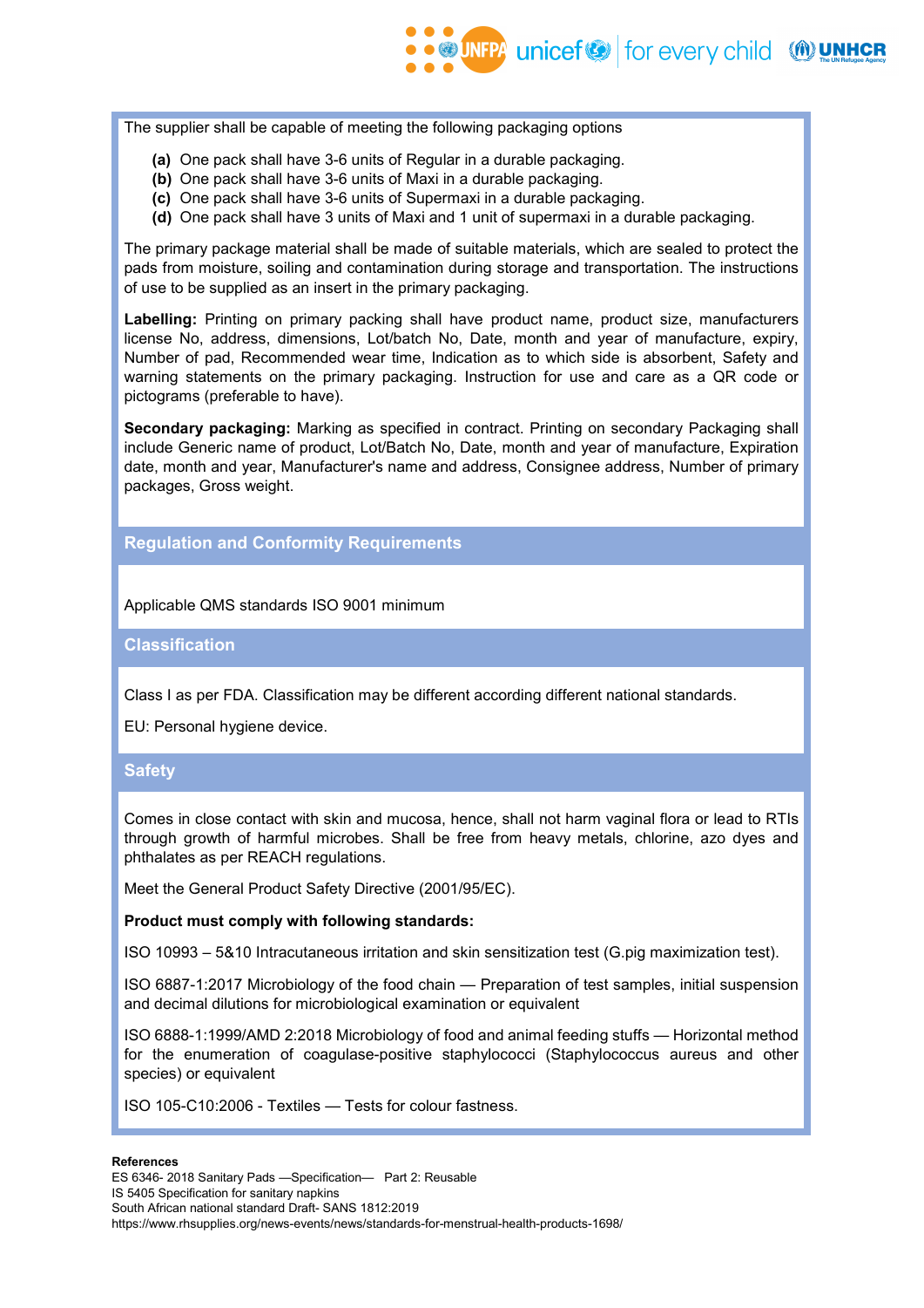The supplier shall be capable of meeting the following packaging options

**(a)** One pack shall have 3-6 units of Regular in a durable packaging.
**(b)** One pack shall have 3-6 units of Maxi in a durable packaging.
**(c)** One pack shall have 3-6 units of Supermaxi in a durable packaging.
**(d)** One pack shall have 3 units of Maxi and 1 unit of supermaxi in a durable packaging.

The primary package material shall be made of suitable materials, which are sealed to protect the pads from moisture, soiling and contamination during storage and transportation. The instructions of use to be supplied as an insert in the primary packaging.

**Labelling:** Printing on primary packing shall have product name, product size, manufacturers license No, address, dimensions, Lot/batch No, Date, month and year of manufacture, expiry, Number of pad, Recommended wear time, Indication as to which side is absorbent, Safety and warning statements on the primary packaging. Instruction for use and care as a QR code or pictograms (preferable to have).

**Secondary packaging:** Marking as specified in contract. Printing on secondary Packaging shall include Generic name of product, Lot/Batch No, Date, month and year of manufacture, Expiration date, month and year, Manufacturer's name and address, Consignee address, Number of primary packages, Gross weight.

## Regulation and Conformity Requirements

Applicable QMS standards ISO 9001 minimum

## Classification

Class I as per FDA. Classification may be different according different national standards.

EU: Personal hygiene device.

## Safety

Comes in close contact with skin and mucosa, hence, shall not harm vaginal flora or lead to RTIs through growth of harmful microbes. Shall be free from heavy metals, chlorine, azo dyes and phthalates as per REACH regulations.

Meet the General Product Safety Directive (2001/95/EC).

**Product must comply with following standards:**

ISO 10993 – 5&10 Intracutaneous irritation and skin sensitization test (G.pig maximization test).

ISO 6887-1:2017 Microbiology of the food chain — Preparation of test samples, initial suspension and decimal dilutions for microbiological examination or equivalent

ISO 6888-1:1999/AMD 2:2018 Microbiology of food and animal feeding stuffs — Horizontal method for the enumeration of coagulase-positive staphylococci (Staphylococcus aureus and other species) or equivalent

ISO 105-C10:2006 - Textiles — Tests for colour fastness.

**References**
ES 6346- 2018 Sanitary Pads —Specification— Part 2: Reusable
IS 5405 Specification for sanitary napkins
South African national standard Draft- SANS 1812:2019
https://www.rhsupplies.org/news-events/news/standards-for-menstrual-health-products-1698/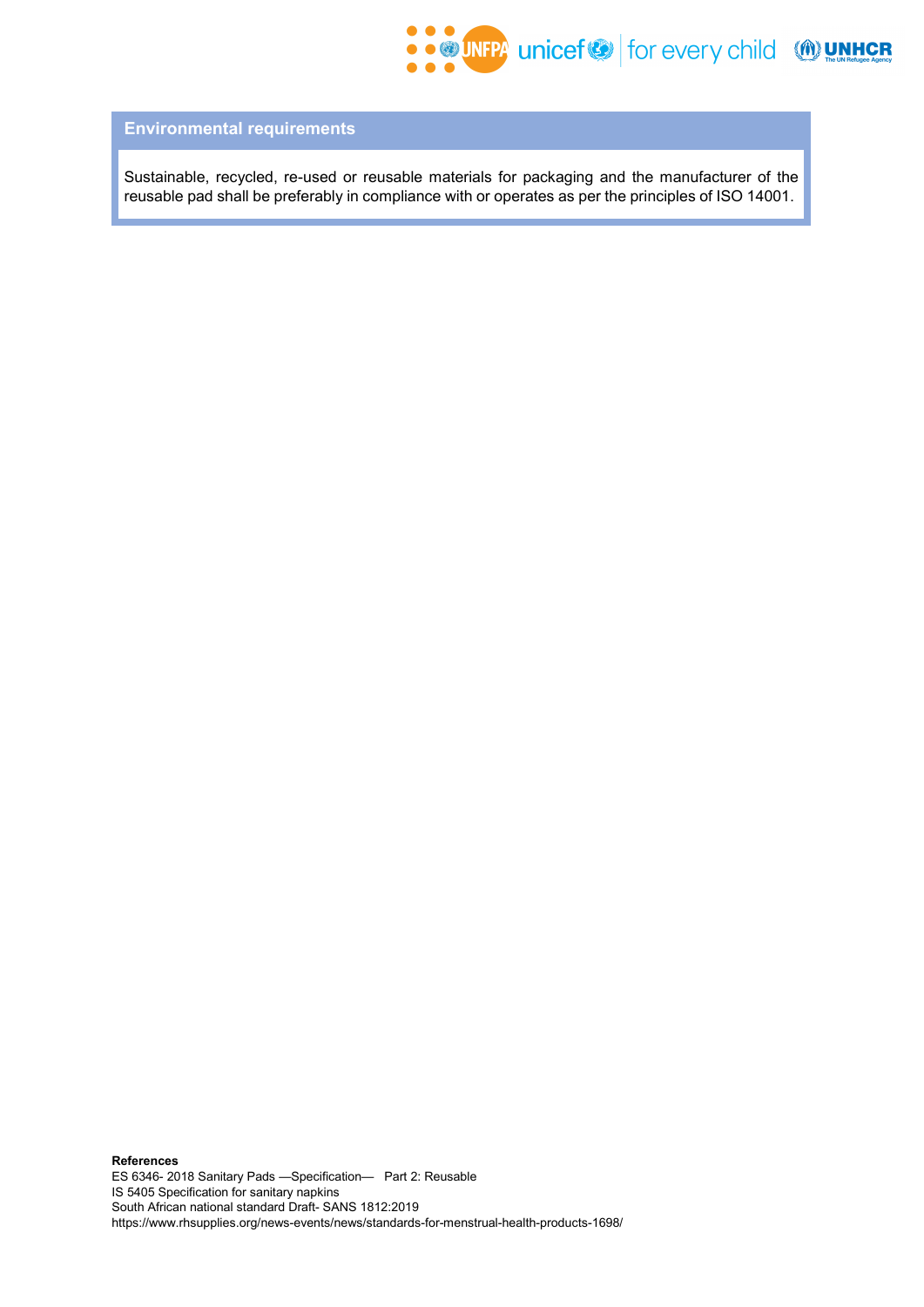### Environmental requirements

Sustainable, recycled, re-used or reusable materials for packaging and the manufacturer of the reusable pad shall be preferably in compliance with or operates as per the principles of ISO 14001.

**References**

ES 6346- 2018 Sanitary Pads —Specification— Part 2: Reusable
IS 5405 Specification for sanitary napkins
South African national standard Draft- SANS 1812:2019
https://www.rhsupplies.org/news-events/news/standards-for-menstrual-health-products-1698/